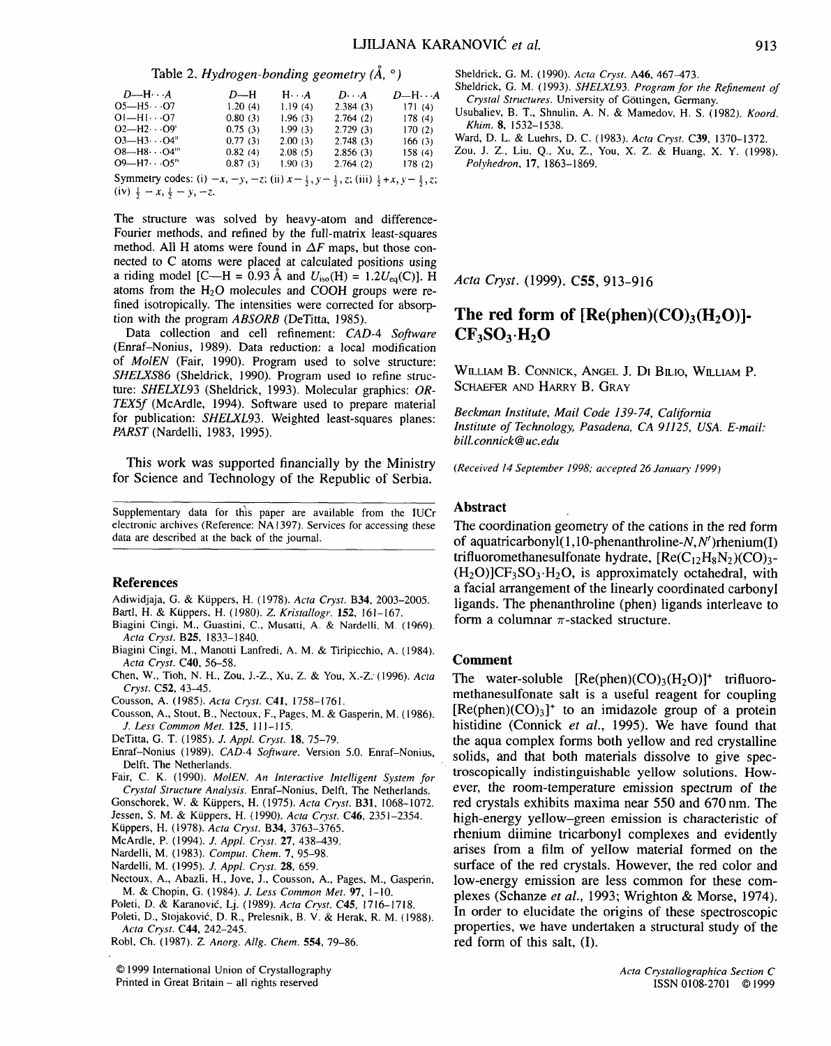Table 2. *Hydrogen-bonding geometry (Å, °)*

| $D$—H···$A$ | $D$—H | H···$A$ | $D$···$A$ | $D$—H···$A$ |
|---|---|---|---|---|
| O5—H5···O7 | 1.20 (4) | 1.19 (4) | 2.384 (3) | 171 (4) |
| O1—H1···O7 | 0.80 (3) | 1.96 (3) | 2.764 (2) | 178 (4) |
| O2—H2···O9$^{i}$ | 0.75 (3) | 1.99 (3) | 2.729 (3) | 170 (2) |
| O3—H3···O4$^{ii}$ | 0.77 (3) | 2.00 (3) | 2.748 (3) | 166 (3) |
| O8—H8···O4$^{iii}$ | 0.82 (4) | 2.08 (5) | 2.856 (3) | 158 (4) |
| O9—H7···O5$^{iv}$ | 0.87 (3) | 1.90 (3) | 2.764 (2) | 178 (2) |

Symmetry codes: (i) $-x, -y, -z$; (ii) $x-\frac{1}{2}, y-\frac{1}{2}, z$; (iii) $\frac{1}{2}+x, y-\frac{1}{2}, z$; (iv) $\frac{1}{2}-x, \frac{1}{2}-y, -z$.

The structure was solved by heavy-atom and difference-Fourier methods, and refined by the full-matrix least-squares method. All H atoms were found in $\Delta F$ maps, but those connected to C atoms were placed at calculated positions using a riding model [C—H = 0.93 Å and $U_{iso}$(H) = $1.2U_{eq}$(C)]. H atoms from the $H_2O$ molecules and COOH groups were refined isotropically. The intensities were corrected for absorption with the program *ABSORB* (DeTitta, 1985).

Data collection and cell refinement: *CAD*-4 *Software* (Enraf–Nonius, 1989). Data reduction: a local modification of *MolEN* (Fair, 1990). Program used to solve structure: *SHELXS*86 (Sheldrick, 1990). Program used to refine structure: *SHELXL*93 (Sheldrick, 1993). Molecular graphics: *ORTEX5f* (McArdle, 1994). Software used to prepare material for publication: *SHELXL*93. Weighted least-squares planes: *PARST* (Nardelli, 1983, 1995).

This work was supported financially by the Ministry for Science and Technology of the Republic of Serbia.

Supplementary data for this paper are available from the IUCr electronic archives (Reference: NA1397). Services for accessing these data are described at the back of the journal.

## References

Adiwidjaja, G. & Küppers, H. (1978). *Acta Cryst.* B34, 2003–2005.
Bartl, H. & Küppers, H. (1980). *Z. Kristallogr.* **152**, 161–167.
Biagini Cingi, M., Guastini, C., Musatti, A. & Nardelli, M. (1969). *Acta Cryst.* B25, 1833–1840.
Biagini Cingi, M., Manotti Lanfredi, A. M. & Tiripicchio, A. (1984). *Acta Cryst.* C40, 56–58.
Chen, W., Tioh, N. H., Zou, J.-Z., Xu, Z. & You, X.-Z. (1996). *Acta Cryst.* C52, 43–45.
Cousson, A. (1985). *Acta Cryst.* C41, 1758–1761.
Cousson, A., Stout, B., Nectoux, F., Pages, M. & Gasperin, M. (1986). *J. Less Common Met.* **125**, 111–115.
DeTitta, G. T. (1985). *J. Appl. Cryst.* **18**, 75–79.
Enraf–Nonius (1989). *CAD-4 Software*. Version 5.0. Enraf–Nonius, Delft, The Netherlands.
Fair, C. K. (1990). *MolEN. An Interactive Intelligent System for Crystal Structure Analysis*. Enraf–Nonius, Delft, The Netherlands.
Gonschorek, W. & Küppers, H. (1975). *Acta Cryst.* B31, 1068–1072.
Jessen, S. M. & Küppers, H. (1990). *Acta Cryst.* C46, 2351–2354.
Küppers, H. (1978). *Acta Cryst.* B34, 3763–3765.
McArdle, P. (1994). *J. Appl. Cryst.* **27**, 438–439.
Nardelli, M. (1983). *Comput. Chem.* **7**, 95–98.
Nardelli, M. (1995). *J. Appl. Cryst.* **28**, 659.
Nectoux, F., Abazli, H., Jove, J., Cousson, A., Pages, M., Gasperin, M. & Chopin, G. (1984). *J. Less Common Met.* **97**, 1–10.
Poleti, D. & Karanović, Lj. (1989). *Acta Cryst.* C45, 1716–1718.
Poleti, D., Stojaković, D. R., Prelesnik, B. V. & Herak, R. M. (1988). *Acta Cryst.* C44, 242–245.
Robl, Ch. (1987). *Z. Anorg. Allg. Chem.* **554**, 79–86.
Sheldrick, G. M. (1990). *Acta Cryst.* A46, 467–473.
Sheldrick, G. M. (1993). *SHELXL93. Program for the Refinement of Crystal Structures*. University of Göttingen, Germany.
Usubaliev, B. T., Shnulin, A. N. & Mamedov, H. S. (1982). *Koord. Khim.* **8**, 1532–1538.
Ward, D. L. & Luehrs, D. C. (1983). *Acta Cryst.* C39, 1370–1372.
Zou, J. Z., Liu, Q., Xu, Z., You, X. Z. & Huang, X. Y. (1998). *Polyhedron*, **17**, 1863–1869.

*Acta Cryst.* (1999). C55, 913–916

# The red form of [Re(phen)$(CO)_3(H_2O)$]$CF_3SO_3 \cdot H_2O$

William B. Connick, Angel J. Di Bilio, William P. Schaefer and Harry B. Gray

*Beckman Institute, Mail Code 139-74, California Institute of Technology, Pasadena, CA 91125, USA. E-mail: bill.connick@uc.edu*

*(Received 14 September 1998; accepted 26 January 1999)*

## Abstract

The coordination geometry of the cations in the red form of aquatricarbonyl(1,10-phenanthroline-$N,N'$)rhenium(I) trifluoromethanesulfonate hydrate, [Re($C_{12}H_8N_2$)$(CO)_3$-$(H_2O)$]$CF_3SO_3 \cdot H_2O$, is approximately octahedral, with a facial arrangement of the linearly coordinated carbonyl ligands. The phenanthroline (phen) ligands interleave to form a columnar $\pi$-stacked structure.

## Comment

The water-soluble [Re(phen)$(CO)_3(H_2O)$]$^+$ trifluoromethanesulfonate salt is a useful reagent for coupling [Re(phen)$(CO)_3$]$^+$ to an imidazole group of a protein histidine (Connick *et al.*, 1995). We have found that the aqua complex forms both yellow and red crystalline solids, and that both materials dissolve to give spectroscopically indistinguishable yellow solutions. However, the room-temperature emission spectrum of the red crystals exhibits maxima near 550 and 670 nm. The high-energy yellow–green emission is characteristic of rhenium diimine tricarbonyl complexes and evidently arises from a film of yellow material formed on the surface of the red crystals. However, the red color and low-energy emission are less common for these complexes (Schanze *et al.*, 1993; Wrighton & Morse, 1974). In order to elucidate the origins of these spectroscopic properties, we have undertaken a structural study of the red form of this salt, (I).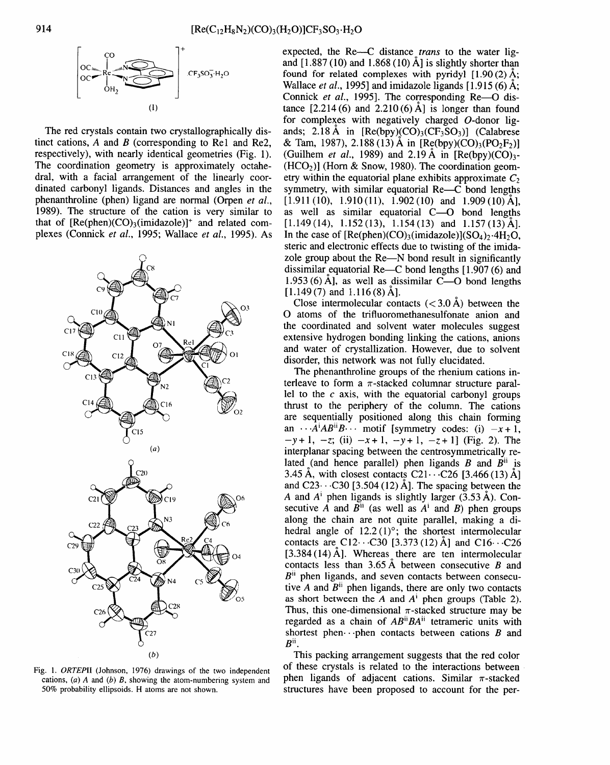(I)

The red crystals contain two crystallographically distinct cations, *A* and *B* (corresponding to Re1 and Re2, respectively), with nearly identical geometries (Fig. 1). The coordination geometry is approximately octahedral, with a facial arrangement of the linearly coordinated carbonyl ligands. Distances and angles in the phenanthroline (phen) ligand are normal (Orpen *et al.*, 1989). The structure of the cation is very similar to that of $[Re(phen)(CO)_3(imidazole)]^+$ and related complexes (Connick *et al.*, 1995; Wallace *et al.*, 1995). As expected, the Re—C distance *trans* to the water ligand [1.887 (10) and 1.868 (10) Å] is slightly shorter than found for related complexes with pyridyl [1.90 (2) Å; Wallace *et al.*, 1995] and imidazole ligands [1.915 (6) Å; Connick *et al.*, 1995]. The corresponding Re—O distance [2.214 (6) and 2.210 (6) Å] is longer than found for complexes with negatively charged *O*-donor ligands; 2.18 Å in $[Re(bpy)(CO)_3(CF_3SO_3)]$ (Calabrese & Tam, 1987), 2.188 (13) Å in $[Re(bpy)(CO)_3(PO_2F_2)]$ (Guilhem *et al.*, 1989) and 2.19 Å in $[Re(bpy)(CO)_3(HCO_2)]$ (Horn & Snow, 1980). The coordination geometry within the equatorial plane exhibits approximate $C_2$ symmetry, with similar equatorial Re—C bond lengths [1.911 (10), 1.910 (11), 1.902 (10) and 1.909 (10) Å], as well as similar equatorial C—O bond lengths [1.149 (14), 1.152 (13), 1.154 (13) and 1.157 (13) Å]. In the case of $[Re(phen)(CO)_3(imidazole)](SO_4)_2 \cdot 4H_2O$, steric and electronic effects due to twisting of the imidazole group about the Re—N bond result in significantly dissimilar equatorial Re—C bond lengths [1.907 (6) and 1.953 (6) Å], as well as dissimilar C—O bond lengths [1.149 (7) and 1.116 (8) Å].

Close intermolecular contacts (< 3.0 Å) between the O atoms of the trifluoromethanesulfonate anion and the coordinated and solvent water molecules suggest extensive hydrogen bonding linking the cations, anions and water of crystallization. However, due to solvent disorder, this network was not fully elucidated.

The phenanthroline groups of the rhenium cations interleave to form a π-stacked columnar structure parallel to the *c* axis, with the equatorial carbonyl groups thrust to the periphery of the column. The cations are sequentially positioned along this chain forming an $\cdots A^{i}AB^{ii}B\cdots$ motif [symmetry codes: (i) $-x+1, -y+1, -z$; (ii) $-x+1, -y+1, -z+1$] (Fig. 2). The interplanar spacing between the centrosymmetrically related (and hence parallel) phen ligands *B* and $B^{ii}$ is 3.45 Å, with closest contacts C21···C26 [3.466 (13) Å] and C23···C30 [3.504 (12) Å]. The spacing between the *A* and $A^{i}$ phen ligands is slightly larger (3.53 Å). Consecutive *A* and $B^{ii}$ (as well as $A^{i}$ and *B*) phen groups along the chain are not quite parallel, making a dihedral angle of 12.2 (1)°; the shortest intermolecular contacts are C12···C30 [3.373 (12) Å] and C16···C26 [3.384 (14) Å]. Whereas there are ten intermolecular contacts less than 3.65 Å between consecutive *B* and $B^{ii}$ phen ligands, and seven contacts between consecutive *A* and $B^{ii}$ phen ligands, there are only two contacts as short between the *A* and $A^{i}$ phen groups (Table 2). Thus, this one-dimensional π-stacked structure may be regarded as a chain of $AB^{ii}BA^{ii}$ tetrameric units with shortest phen···phen contacts between cations *B* and $B^{ii}$.

This packing arrangement suggests that the red color of these crystals is related to the interactions between phen ligands of adjacent cations. Similar π-stacked structures have been proposed to account for the per-

Fig. 1. *ORTEP*II (Johnson, 1976) drawings of the two independent cations, (*a*) *A* and (*b*) *B*, showing the atom-numbering system and 50% probability ellipsoids. H atoms are not shown.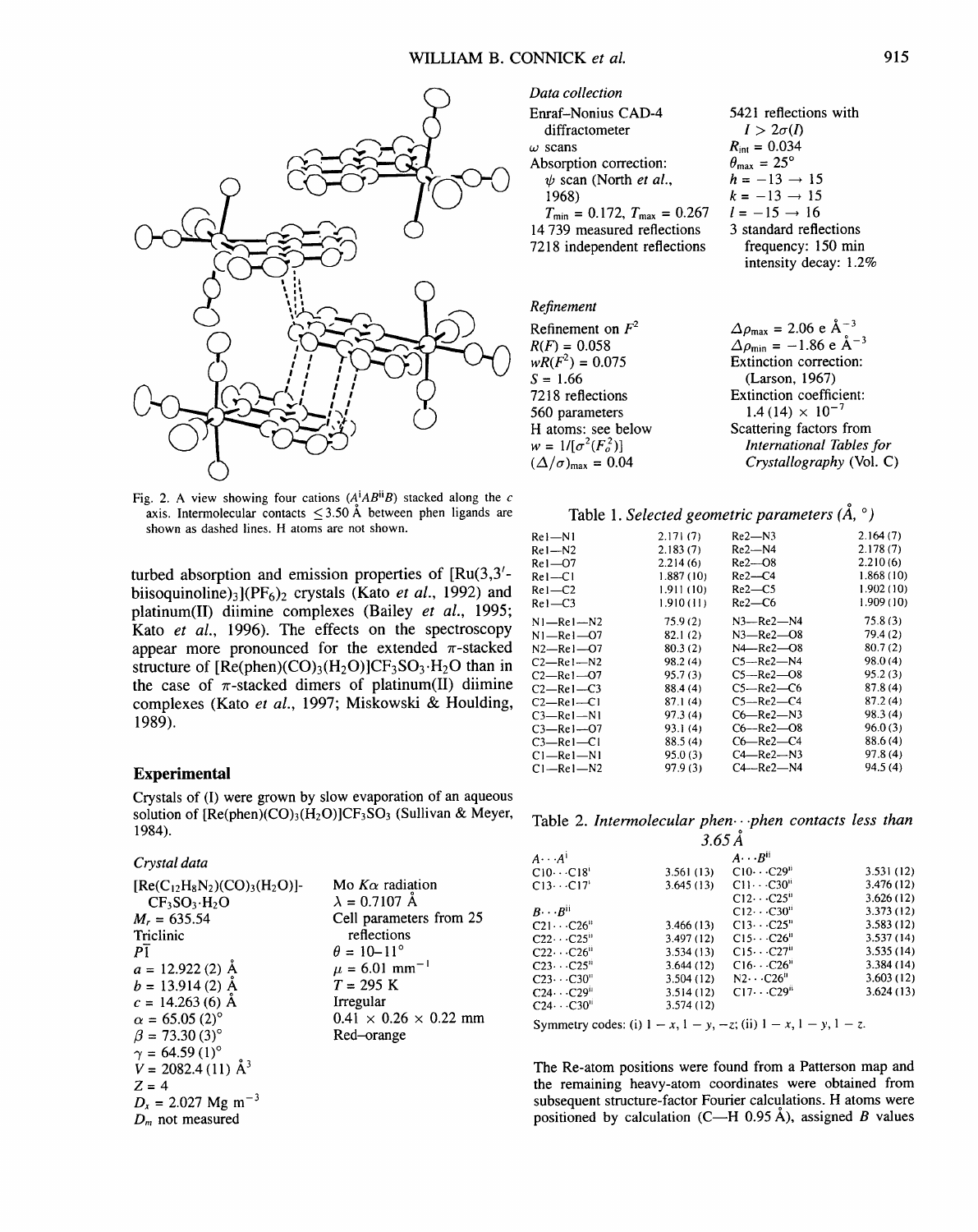Fig. 2. A view showing four cations ($A^iAB^{ii}B$) stacked along the $c$ axis. Intermolecular contacts $\leq 3.50$ Å between phen ligands are shown as dashed lines. H atoms are not shown.

turbed absorption and emission properties of $[Ru(3,3'$-biisoquinoline$)_3](PF_6)_2$ crystals (Kato *et al.*, 1992) and platinum(II) diimine complexes (Bailey *et al.*, 1995; Kato *et al.*, 1996). The effects on the spectroscopy appear more pronounced for the extended $\pi$-stacked structure of $[Re(phen)(CO)_3(H_2O)]CF_3SO_3 \cdot H_2O$ than in the case of $\pi$-stacked dimers of platinum(II) diimine complexes (Kato *et al.*, 1997; Miskowski & Houlding, 1989).

## Experimental

Crystals of (I) were grown by slow evaporation of an aqueous solution of $[Re(phen)(CO)_3(H_2O)]CF_3SO_3$ (Sullivan & Meyer, 1984).

*Crystal data*

| | |
|---|---|
| $[Re(C_{12}H_8N_2)(CO)_3(H_2O)]$-$CF_3SO_3 \cdot H_2O$ | Mo $K\alpha$ radiation |
| $M_r = 635.54$ | $\lambda = 0.7107$ Å |
| Triclinic | Cell parameters from 25 reflections |
| $P\bar{1}$ | $\theta = 10$–$11°$ |
| $a = 12.922(2)$ Å | $\mu = 6.01$ mm$^{-1}$ |
| $b = 13.914(2)$ Å | $T = 295$ K |
| $c = 14.263(6)$ Å | Irregular |
| $\alpha = 65.05(2)°$ | $0.41 \times 0.26 \times 0.22$ mm |
| $\beta = 73.30(3)°$ | Red–orange |
| $\gamma = 64.59(1)°$ | |
| $V = 2082.4(11)$ Å$^3$ | |
| $Z = 4$ | |
| $D_x = 2.027$ Mg m$^{-3}$ | |
| $D_m$ not measured | |

*Data collection*

| | |
|---|---|
| Enraf–Nonius CAD-4 diffractometer | 5421 reflections with $I > 2\sigma(I)$ |
| $\omega$ scans | $R_{int} = 0.034$ |
| Absorption correction: | $\theta_{max} = 25°$ |
| $\psi$ scan (North *et al.*, 1968) | $h = -13 \rightarrow 15$ |
| $T_{min} = 0.172$, $T_{max} = 0.267$ | $k = -13 \rightarrow 15$ |
| 14 739 measured reflections | $l = -15 \rightarrow 16$ |
| 7218 independent reflections | 3 standard reflections frequency: 150 min intensity decay: 1.2% |

*Refinement*

| | |
|---|---|
| Refinement on $F^2$ | $\Delta\rho_{max} = 2.06$ e Å$^{-3}$ |
| $R(F) = 0.058$ | $\Delta\rho_{min} = -1.86$ e Å$^{-3}$ |
| $wR(F^2) = 0.075$ | Extinction correction: (Larson, 1967) |
| $S = 1.66$ | Extinction coefficient: $1.4(14) \times 10^{-7}$ |
| 7218 reflections | Scattering factors from *International Tables for Crystallography* (Vol. C) |
| 560 parameters | |
| H atoms: see below | |
| $w = 1/[\sigma^2(F_o^2)]$ | |
| $(\Delta/\sigma)_{max} = 0.04$ | |

Table 1. *Selected geometric parameters (Å, °)*

| | | | |
|---|---|---|---|
| Re1—N1 | 2.171 (7) | Re2—N3 | 2.164 (7) |
| Re1—N2 | 2.183 (7) | Re2—N4 | 2.178 (7) |
| Re1—O7 | 2.214 (6) | Re2—O8 | 2.210 (6) |
| Re1—C1 | 1.887 (10) | Re2—C4 | 1.868 (10) |
| Re1—C2 | 1.911 (10) | Re2—C5 | 1.902 (10) |
| Re1—C3 | 1.910 (11) | Re2—C6 | 1.909 (10) |
| N1—Re1—N2 | 75.9 (2) | N3—Re2—N4 | 75.8 (3) |
| N1—Re1—O7 | 82.1 (2) | N3—Re2—O8 | 79.4 (2) |
| N2—Re1—O7 | 80.3 (2) | N4—Re2—O8 | 80.7 (2) |
| C2—Re1—N2 | 98.2 (4) | C5—Re2—N4 | 98.0 (4) |
| C2—Re1—O7 | 95.7 (3) | C5—Re2—O8 | 95.2 (3) |
| C2—Re1—C3 | 88.4 (4) | C5—Re2—C6 | 87.8 (4) |
| C2—Re1—C1 | 87.1 (4) | C5—Re2—C4 | 87.2 (4) |
| C3—Re1—N1 | 97.3 (4) | C6—Re2—N3 | 98.3 (4) |
| C3—Re1—O7 | 93.1 (4) | C6—Re2—O8 | 96.0 (3) |
| C3—Re1—C1 | 88.5 (4) | C6—Re2—C4 | 88.6 (4) |
| C1—Re1—N1 | 95.0 (3) | C4—Re2—N3 | 97.8 (4) |
| C1—Re1—N2 | 97.9 (3) | C4—Re2—N4 | 94.5 (4) |

Table 2. *Intermolecular phen···phen contacts less than 3.65 Å*

| | | | |
|---|---|---|---|
| $A \cdots A^i$ | | $A \cdots B^{ii}$ | |
| C10···C18$^i$ | 3.561 (13) | C10···C29$^{ii}$ | 3.531 (12) |
| C13···C17$^i$ | 3.645 (13) | C11···C30$^{ii}$ | 3.476 (12) |
| | | C12···C25$^{ii}$ | 3.626 (12) |
| $B \cdots B^{ii}$ | | C12···C30$^{ii}$ | 3.373 (12) |
| C21···C26$^{ii}$ | 3.466 (13) | C13···C25$^{ii}$ | 3.583 (12) |
| C22···C25$^{ii}$ | 3.497 (12) | C15···C26$^{ii}$ | 3.537 (14) |
| C22···C26$^{ii}$ | 3.534 (13) | C15···C27$^{ii}$ | 3.535 (14) |
| C23···C25$^{ii}$ | 3.644 (12) | C16···C26$^{ii}$ | 3.384 (14) |
| C23···C30$^{ii}$ | 3.504 (12) | N2···C26$^{ii}$ | 3.603 (12) |
| C24···C29$^{ii}$ | 3.514 (12) | C17···C29$^{ii}$ | 3.624 (13) |
| C24···C30$^{ii}$ | 3.574 (12) | | |

Symmetry codes: (i) $1 - x, 1 - y, -z$; (ii) $1 - x, 1 - y, 1 - z$.

The Re-atom positions were found from a Patterson map and the remaining heavy-atom coordinates were obtained from subsequent structure-factor Fourier calculations. H atoms were positioned by calculation (C—H 0.95 Å), assigned $B$ values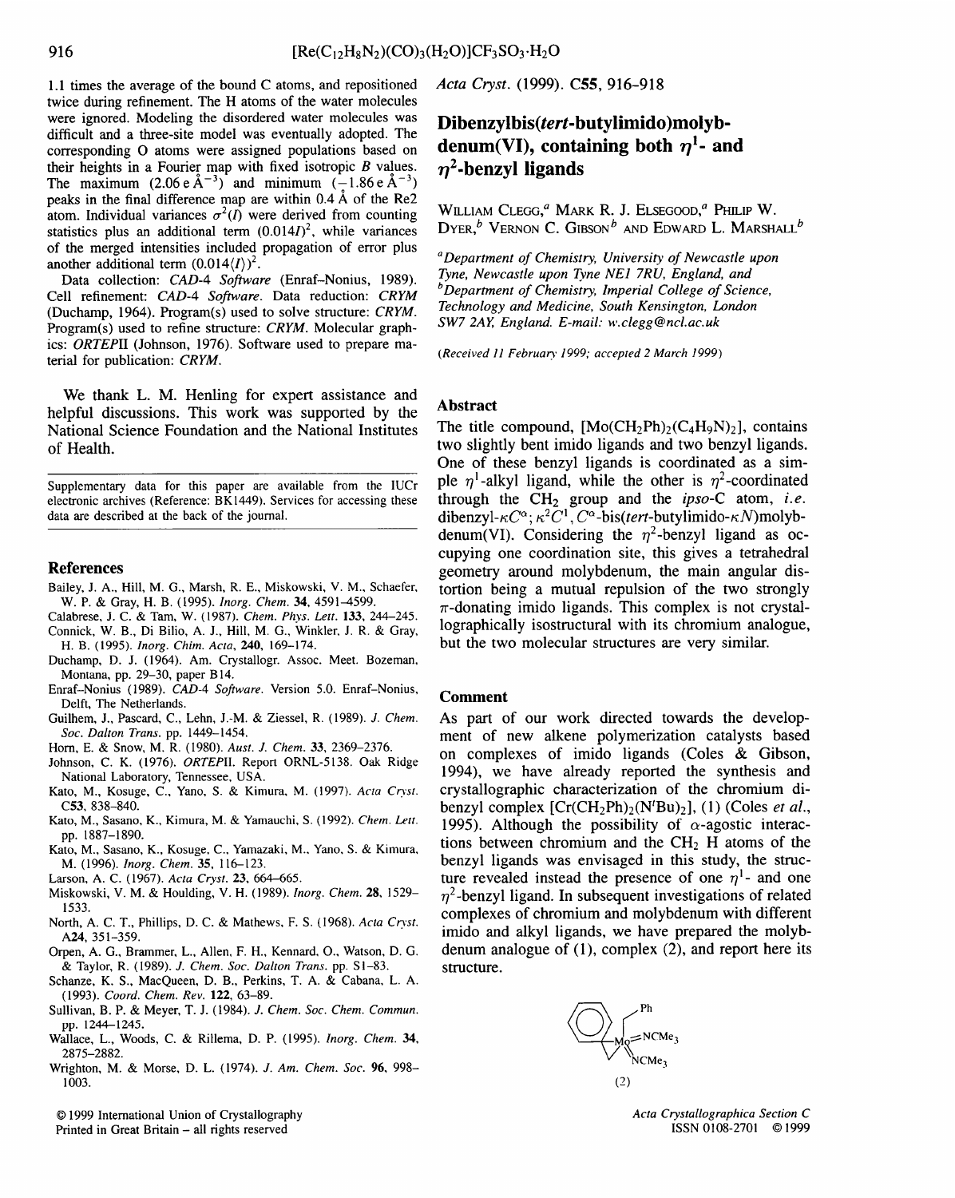1.1 times the average of the bound C atoms, and repositioned twice during refinement. The H atoms of the water molecules were ignored. Modeling the disordered water molecules was difficult and a three-site model was eventually adopted. The corresponding O atoms were assigned populations based on their heights in a Fourier map with fixed isotropic $B$ values. The maximum (2.06 e Å$^{-3}$) and minimum (−1.86 e Å$^{-3}$) peaks in the final difference map are within 0.4 Å of the Re2 atom. Individual variances $\sigma^2(I)$ were derived from counting statistics plus an additional term $(0.014I)^2$, while variances of the merged intensities included propagation of error plus another additional term $(0.014\langle I\rangle)^2$.

Data collection: *CAD-4 Software* (Enraf–Nonius, 1989). Cell refinement: *CAD-4 Software*. Data reduction: *CRYM* (Duchamp, 1964). Program(s) used to solve structure: *CRYM*. Program(s) used to refine structure: *CRYM*. Molecular graphics: *ORTEP*II (Johnson, 1976). Software used to prepare material for publication: *CRYM*.

We thank L. M. Henling for expert assistance and helpful discussions. This work was supported by the National Science Foundation and the National Institutes of Health.

Supplementary data for this paper are available from the IUCr electronic archives (Reference: BK1449). Services for accessing these data are described at the back of the journal.

## References

Bailey, J. A., Hill, M. G., Marsh, R. E., Miskowski, V. M., Schaefer, W. P. & Gray, H. B. (1995). *Inorg. Chem.* **34**, 4591–4599.
Calabrese, J. C. & Tam, W. (1987). *Chem. Phys. Lett.* **133**, 244–245.
Connick, W. B., Di Bilio, A. J., Hill, M. G., Winkler, J. R. & Gray, H. B. (1995). *Inorg. Chim. Acta*, **240**, 169–174.
Duchamp, D. J. (1964). Am. Crystallogr. Assoc. Meet. Bozeman, Montana, pp. 29–30, paper B14.
Enraf–Nonius (1989). *CAD-4 Software*. Version 5.0. Enraf–Nonius, Delft, The Netherlands.
Guilhem, J., Pascard, C., Lehn, J.-M. & Ziessel, R. (1989). *J. Chem. Soc. Dalton Trans.* pp. 1449–1454.
Horn, E. & Snow, M. R. (1980). *Aust. J. Chem.* **33**, 2369–2376.
Johnson, C. K. (1976). *ORTEP*II. Report ORNL-5138. Oak Ridge National Laboratory, Tennessee, USA.
Kato, M., Kosuge, C., Yano, S. & Kimura, M. (1997). *Acta Cryst.* C**53**, 838–840.
Kato, M., Sasano, K., Kimura, M. & Yamauchi, S. (1992). *Chem. Lett.* pp. 1887–1890.
Kato, M., Sasano, K., Kosuge, C., Yamazaki, M., Yano, S. & Kimura, M. (1996). *Inorg. Chem.* **35**, 116–123.
Larson, A. C. (1967). *Acta Cryst.* **23**, 664–665.
Miskowski, V. M. & Houlding, V. H. (1989). *Inorg. Chem.* **28**, 1529–1533.
North, A. C. T., Phillips, D. C. & Mathews, F. S. (1968). *Acta Cryst.* A**24**, 351–359.
Orpen, A. G., Brammer, L., Allen, F. H., Kennard, O., Watson, D. G. & Taylor, R. (1989). *J. Chem. Soc. Dalton Trans.* pp. S1–83.
Schanze, K. S., MacQueen, D. B., Perkins, T. A. & Cabana, L. A. (1993). *Coord. Chem. Rev.* **122**, 63–89.
Sullivan, B. P. & Meyer, T. J. (1984). *J. Chem. Soc. Chem. Commun.* pp. 1244–1245.
Wallace, L., Woods, C. & Rillema, D. P. (1995). *Inorg. Chem.* **34**, 2875–2882.
Wrighton, M. & Morse, D. L. (1974). *J. Am. Chem. Soc.* **96**, 998–1003.

© 1999 International Union of Crystallography
Printed in Great Britain – all rights reserved

*Acta Cryst.* (1999). C**55**, 916–918

# Dibenzylbis(*tert*-butylimido)molybdenum(VI), containing both $\eta^1$- and $\eta^2$-benzyl ligands

William Clegg,[a] Mark R. J. Elsegood,[a] Philip W. Dyer,[b] Vernon C. Gibson[b] and Edward L. Marshall[b]

[a]Department of Chemistry, University of Newcastle upon Tyne, Newcastle upon Tyne NE1 7RU, England, and [b]Department of Chemistry, Imperial College of Science, Technology and Medicine, South Kensington, London SW7 2AY, England. E-mail: w.clegg@ncl.ac.uk

(Received 11 February 1999; accepted 2 March 1999)

## Abstract

The title compound, $[Mo(CH_2Ph)_2(C_4H_9N)_2]$, contains two slightly bent imido ligands and two benzyl ligands. One of these benzyl ligands is coordinated as a simple $\eta^1$-alkyl ligand, while the other is $\eta^2$-coordinated through the $CH_2$ group and the *ipso*-C atom, *i.e.* dibenzyl-$\kappa C^\alpha$;$\kappa^2 C^1$,$C^\alpha$-bis(*tert*-butylimido-$\kappa N$)molybdenum(VI). Considering the $\eta^2$-benzyl ligand as occupying one coordination site, this gives a tetrahedral geometry around molybdenum, the main angular distortion being a mutual repulsion of the two strongly $\pi$-donating imido ligands. This complex is not crystallographically isostructural with its chromium analogue, but the two molecular structures are very similar.

## Comment

As part of our work directed towards the development of new alkene polymerization catalysts based on complexes of imido ligands (Coles & Gibson, 1994), we have already reported the synthesis and crystallographic characterization of the chromium dibenzyl complex $[Cr(CH_2Ph)_2(N^tBu)_2]$, (1) (Coles *et al.*, 1995). Although the possibility of $\alpha$-agostic interactions between chromium and the $CH_2$ H atoms of the benzyl ligands was envisaged in this study, the structure revealed instead the presence of one $\eta^1$- and one $\eta^2$-benzyl ligand. In subsequent investigations of related complexes of chromium and molybdenum with different imido and alkyl ligands, we have prepared the molybdenum analogue of (1), complex (2), and report here its structure.

Ph
Mo
NCMe3
NCMe3
(2)

Acta Crystallographica Section C
ISSN 0108-2701 © 1999